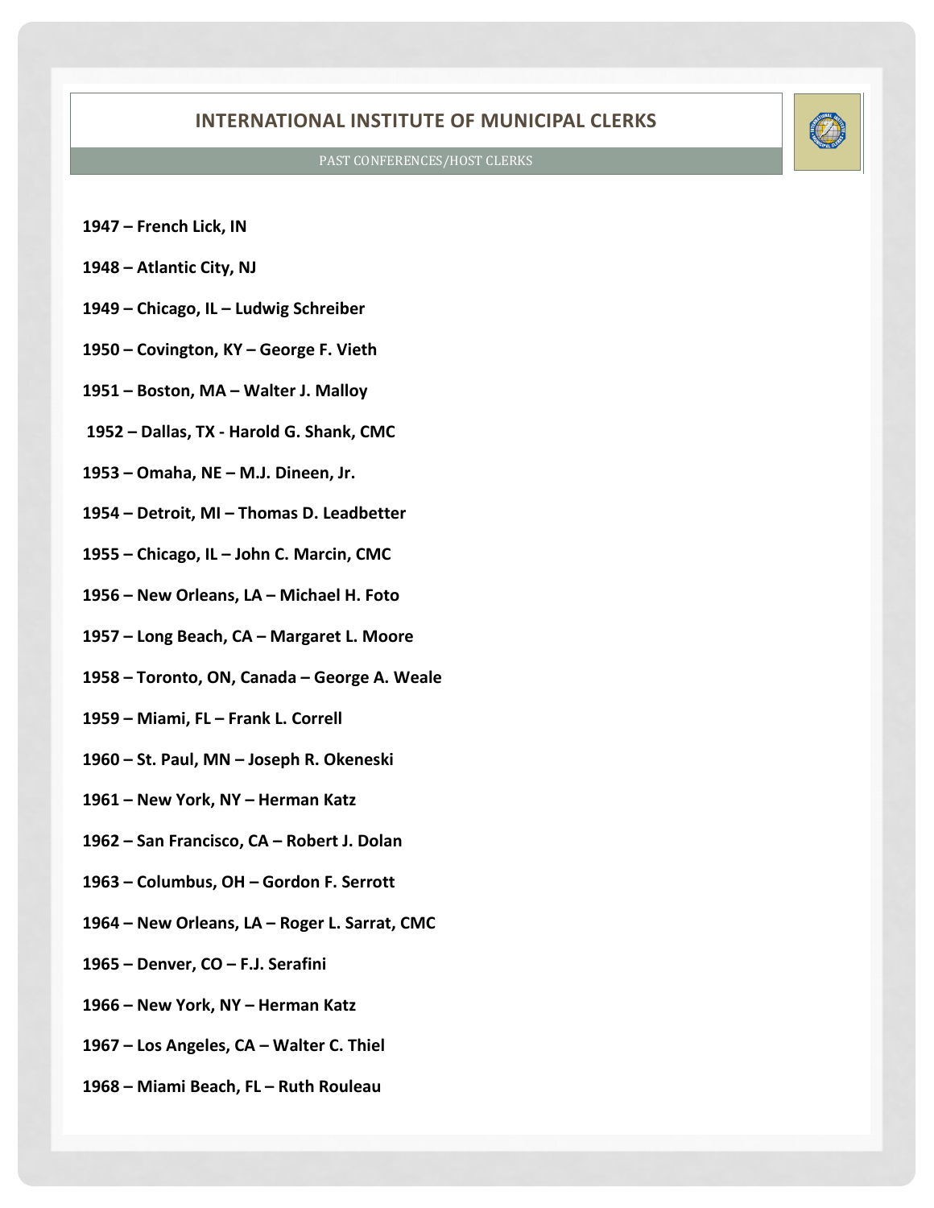# INTERNATIONAL INSTITUTE OF MUNICIPAL CLERKS

PAST CONFERENCES/HOST CLERKS

**1947 – French Lick, IN**

**1948 – Atlantic City, NJ**

**1949 – Chicago, IL – Ludwig Schreiber**

**1950 – Covington, KY – George F. Vieth**

**1951 – Boston, MA – Walter J. Malloy**

**1952 – Dallas, TX - Harold G. Shank, CMC**

**1953 – Omaha, NE – M.J. Dineen, Jr.**

**1954 – Detroit, MI – Thomas D. Leadbetter**

**1955 – Chicago, IL – John C. Marcin, CMC**

**1956 – New Orleans, LA – Michael H. Foto**

**1957 – Long Beach, CA – Margaret L. Moore**

**1958 – Toronto, ON, Canada – George A. Weale**

**1959 – Miami, FL – Frank L. Correll**

**1960 – St. Paul, MN – Joseph R. Okeneski**

**1961 – New York, NY – Herman Katz**

**1962 – San Francisco, CA – Robert J. Dolan**

**1963 – Columbus, OH – Gordon F. Serrott**

**1964 – New Orleans, LA – Roger L. Sarrat, CMC**

**1965 – Denver, CO – F.J. Serafini**

**1966 – New York, NY – Herman Katz**

**1967 – Los Angeles, CA – Walter C. Thiel**

**1968 – Miami Beach, FL – Ruth Rouleau**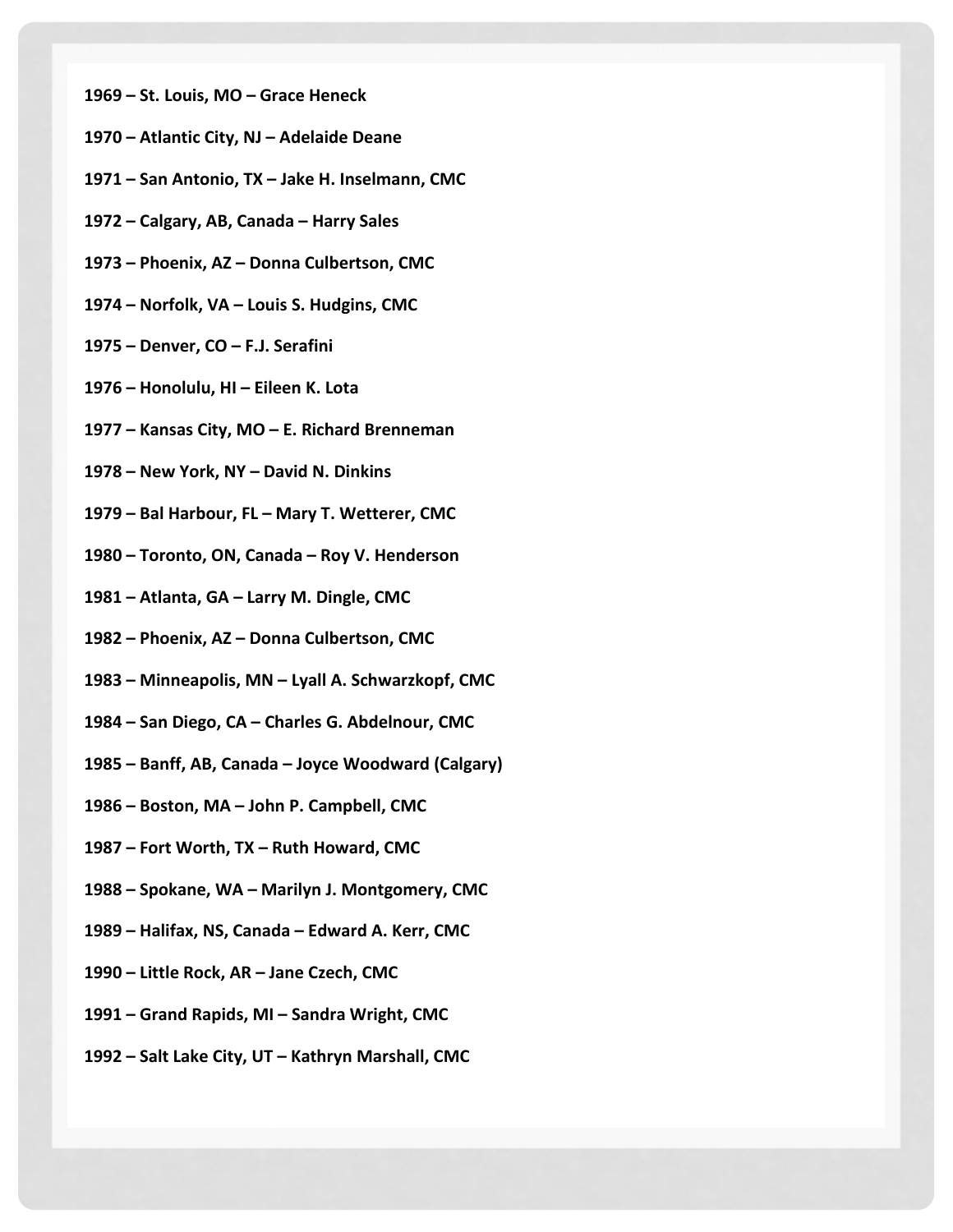**1969 – St. Louis, MO – Grace Heneck**

**1970 – Atlantic City, NJ – Adelaide Deane**

**1971 – San Antonio, TX – Jake H. Inselmann, CMC**

**1972 – Calgary, AB, Canada – Harry Sales**

**1973 – Phoenix, AZ – Donna Culbertson, CMC**

**1974 – Norfolk, VA – Louis S. Hudgins, CMC**

**1975 – Denver, CO – F.J. Serafini**

**1976 – Honolulu, HI – Eileen K. Lota**

**1977 – Kansas City, MO – E. Richard Brenneman**

**1978 – New York, NY – David N. Dinkins**

**1979 – Bal Harbour, FL – Mary T. Wetterer, CMC**

**1980 – Toronto, ON, Canada – Roy V. Henderson**

**1981 – Atlanta, GA – Larry M. Dingle, CMC**

**1982 – Phoenix, AZ – Donna Culbertson, CMC**

**1983 – Minneapolis, MN – Lyall A. Schwarzkopf, CMC**

**1984 – San Diego, CA – Charles G. Abdelnour, CMC**

**1985 – Banff, AB, Canada – Joyce Woodward (Calgary)**

**1986 – Boston, MA – John P. Campbell, CMC**

**1987 – Fort Worth, TX – Ruth Howard, CMC**

**1988 – Spokane, WA – Marilyn J. Montgomery, CMC**

**1989 – Halifax, NS, Canada – Edward A. Kerr, CMC**

**1990 – Little Rock, AR – Jane Czech, CMC**

**1991 – Grand Rapids, MI – Sandra Wright, CMC**

**1992 – Salt Lake City, UT – Kathryn Marshall, CMC**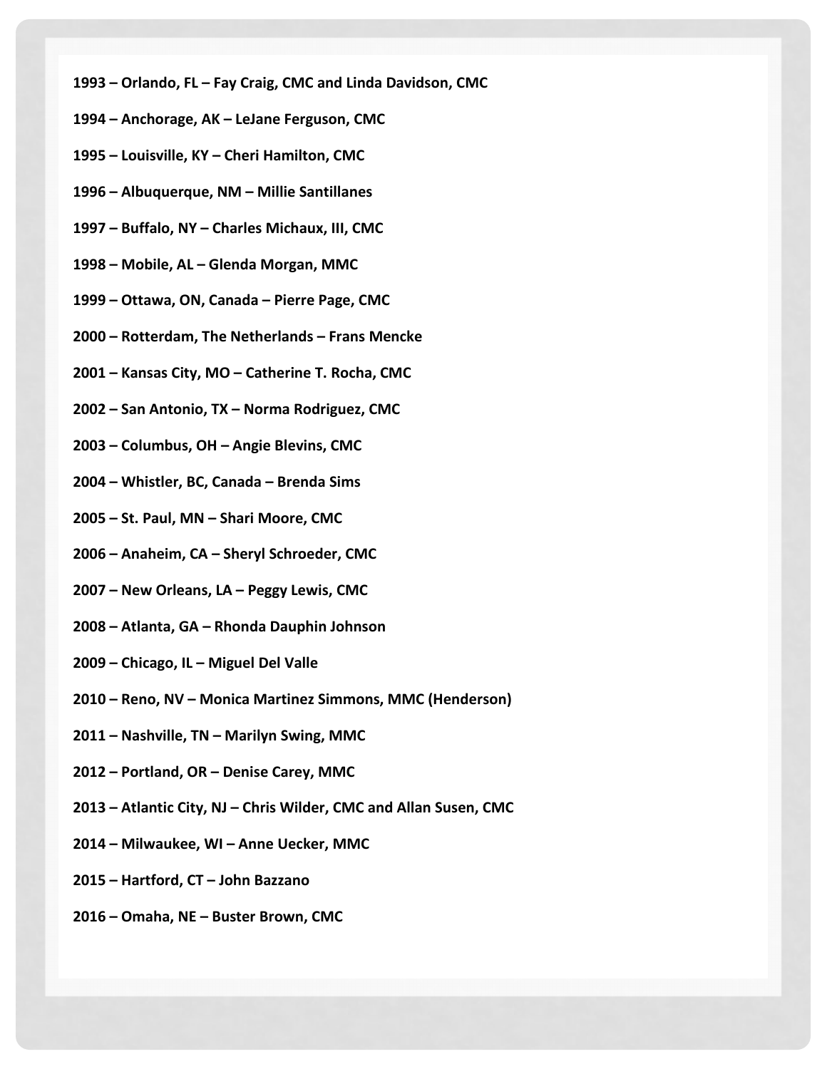**1993 – Orlando, FL – Fay Craig, CMC and Linda Davidson, CMC**

**1994 – Anchorage, AK – LeJane Ferguson, CMC**

**1995 – Louisville, KY – Cheri Hamilton, CMC**

**1996 – Albuquerque, NM – Millie Santillanes**

**1997 – Buffalo, NY – Charles Michaux, III, CMC**

**1998 – Mobile, AL – Glenda Morgan, MMC**

**1999 – Ottawa, ON, Canada – Pierre Page, CMC**

**2000 – Rotterdam, The Netherlands – Frans Mencke**

**2001 – Kansas City, MO – Catherine T. Rocha, CMC**

**2002 – San Antonio, TX – Norma Rodriguez, CMC**

**2003 – Columbus, OH – Angie Blevins, CMC**

**2004 – Whistler, BC, Canada – Brenda Sims**

**2005 – St. Paul, MN – Shari Moore, CMC**

**2006 – Anaheim, CA – Sheryl Schroeder, CMC**

**2007 – New Orleans, LA – Peggy Lewis, CMC**

**2008 – Atlanta, GA – Rhonda Dauphin Johnson**

**2009 – Chicago, IL – Miguel Del Valle**

**2010 – Reno, NV – Monica Martinez Simmons, MMC (Henderson)**

**2011 – Nashville, TN – Marilyn Swing, MMC**

**2012 – Portland, OR – Denise Carey, MMC**

**2013 – Atlantic City, NJ – Chris Wilder, CMC and Allan Susen, CMC**

**2014 – Milwaukee, WI – Anne Uecker, MMC**

**2015 – Hartford, CT – John Bazzano**

**2016 – Omaha, NE – Buster Brown, CMC**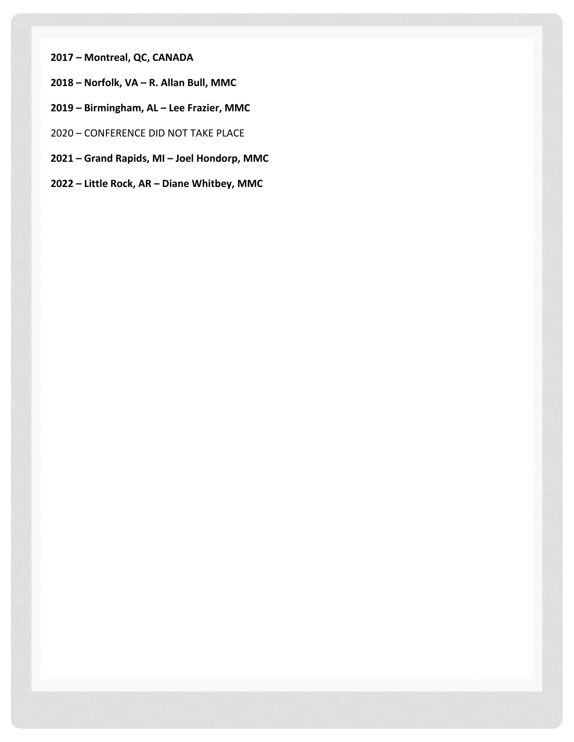**2017 – Montreal, QC, CANADA**

**2018 – Norfolk, VA – R. Allan Bull, MMC**

**2019 – Birmingham, AL – Lee Frazier, MMC**

2020 – CONFERENCE DID NOT TAKE PLACE

**2021 – Grand Rapids, MI – Joel Hondorp, MMC**

**2022 – Little Rock, AR – Diane Whitbey, MMC**